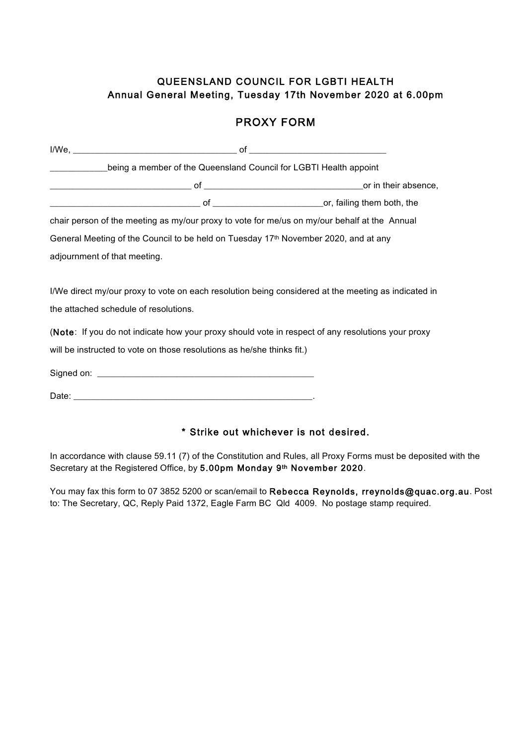## QUEENSLAND COUNCIL FOR LGBTI HEALTH
## Annual General Meeting, Tuesday 17th November 2020 at 6.00pm

## PROXY FORM

I/We, _________________________________ of ____________________________

____________being a member of the Queensland Council for LGBTI Health appoint

_____________________________ of _________________________________or in their absence,

_______________________________ of ______________________or, failing them both, the chair person of the meeting as my/our proxy to vote for me/us on my/our behalf at the Annual General Meeting of the Council to be held on Tuesday 17th November 2020, and at any adjournment of that meeting.

I/We direct my/our proxy to vote on each resolution being considered at the meeting as indicated in the attached schedule of resolutions.

(**Note**: If you do not indicate how your proxy should vote in respect of any resolutions your proxy will be instructed to vote on those resolutions as he/she thinks fit.)

Signed on: ______________________________________________

Date: ___________________________________________________.

**\* Strike out whichever is not desired.**

In accordance with clause 59.11 (7) of the Constitution and Rules, all Proxy Forms must be deposited with the Secretary at the Registered Office, by **5.00pm Monday 9th November 2020**.

You may fax this form to 07 3852 5200 or scan/email to **Rebecca Reynolds, rreynolds@quac.org.au**. Post to: The Secretary, QC, Reply Paid 1372, Eagle Farm BC Qld 4009. No postage stamp required.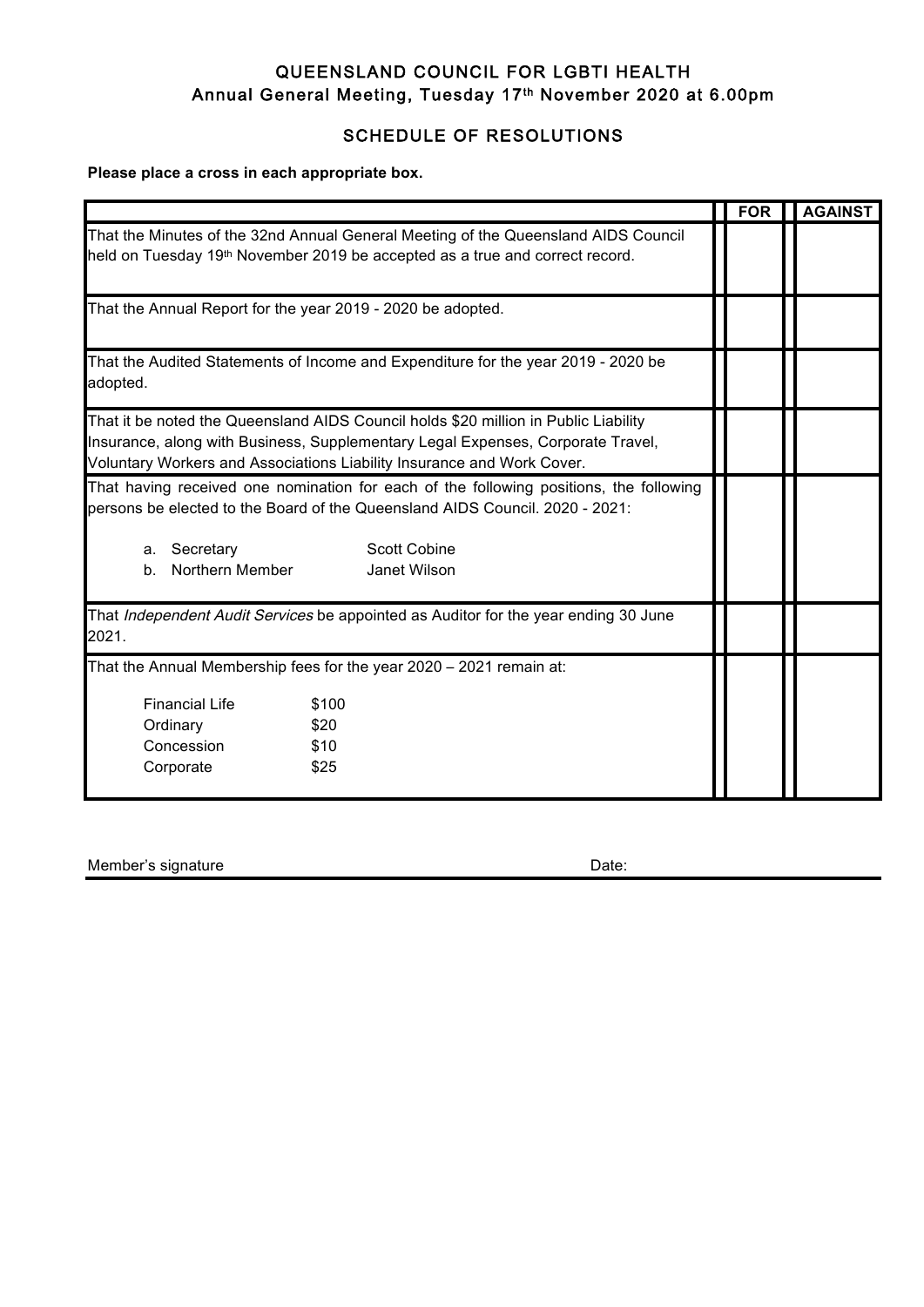## QUEENSLAND COUNCIL FOR LGBTI HEALTH
## Annual General Meeting, Tuesday 17th November 2020 at 6.00pm

### SCHEDULE OF RESOLUTIONS

**Please place a cross in each appropriate box.**

| | FOR | AGAINST |
|---|---|---|
| That the Minutes of the 32nd Annual General Meeting of the Queensland AIDS Council held on Tuesday 19th November 2019 be accepted as a true and correct record. | | |
| That the Annual Report for the year 2019 - 2020 be adopted. | | |
| That the Audited Statements of Income and Expenditure for the year 2019 - 2020 be adopted. | | |
| That it be noted the Queensland AIDS Council holds $20 million in Public Liability Insurance, along with Business, Supplementary Legal Expenses, Corporate Travel, Voluntary Workers and Associations Liability Insurance and Work Cover. | | |
| That having received one nomination for each of the following positions, the following persons be elected to the Board of the Queensland AIDS Council. 2020 - 2021:<br><br>a. Secretary — Scott Cobine<br>b. Northern Member — Janet Wilson | | |
| That *Independent Audit Services* be appointed as Auditor for the year ending 30 June 2021. | | |
| That the Annual Membership fees for the year 2020 – 2021 remain at:<br><br>Financial Life $100<br>Ordinary $20<br>Concession $10<br>Corporate $25 | | |

Member's signature Date: